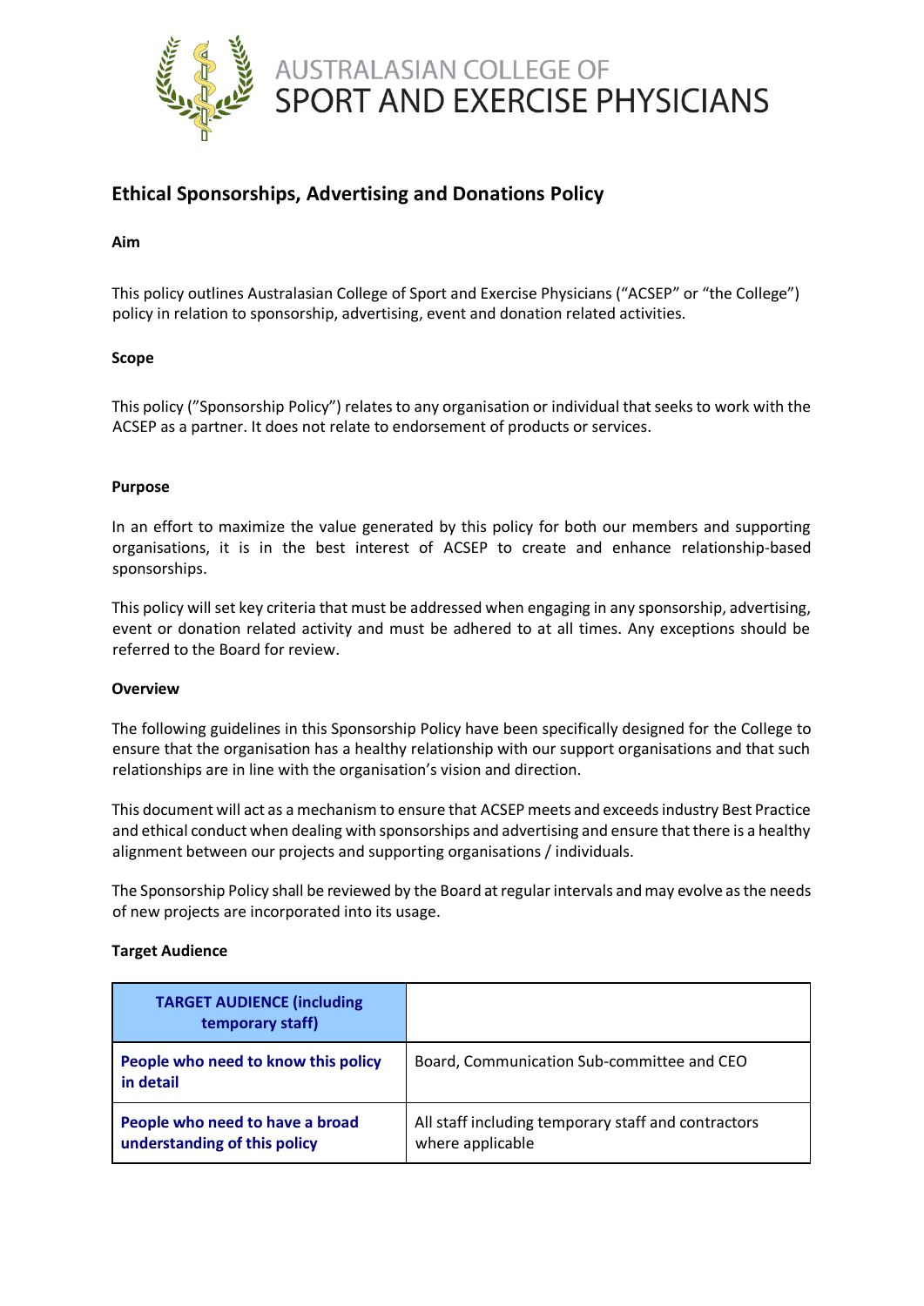AUSTRALASIAN COLLEGE OF SPORT AND EXERCISE PHYSICIANS

# Ethical Sponsorships, Advertising and Donations Policy

**Aim**

This policy outlines Australasian College of Sport and Exercise Physicians ("ACSEP" or "the College") policy in relation to sponsorship, advertising, event and donation related activities.

**Scope**

This policy ("Sponsorship Policy") relates to any organisation or individual that seeks to work with the ACSEP as a partner. It does not relate to endorsement of products or services.

**Purpose**

In an effort to maximize the value generated by this policy for both our members and supporting organisations, it is in the best interest of ACSEP to create and enhance relationship-based sponsorships.

This policy will set key criteria that must be addressed when engaging in any sponsorship, advertising, event or donation related activity and must be adhered to at all times. Any exceptions should be referred to the Board for review.

**Overview**

The following guidelines in this Sponsorship Policy have been specifically designed for the College to ensure that the organisation has a healthy relationship with our support organisations and that such relationships are in line with the organisation's vision and direction.

This document will act as a mechanism to ensure that ACSEP meets and exceeds industry Best Practice and ethical conduct when dealing with sponsorships and advertising and ensure that there is a healthy alignment between our projects and supporting organisations / individuals.

The Sponsorship Policy shall be reviewed by the Board at regular intervals and may evolve as the needs of new projects are incorporated into its usage.

**Target Audience**

| TARGET AUDIENCE (including temporary staff) | |
|---|---|
| People who need to know this policy in detail | Board, Communication Sub-committee and CEO |
| People who need to have a broad understanding of this policy | All staff including temporary staff and contractors where applicable |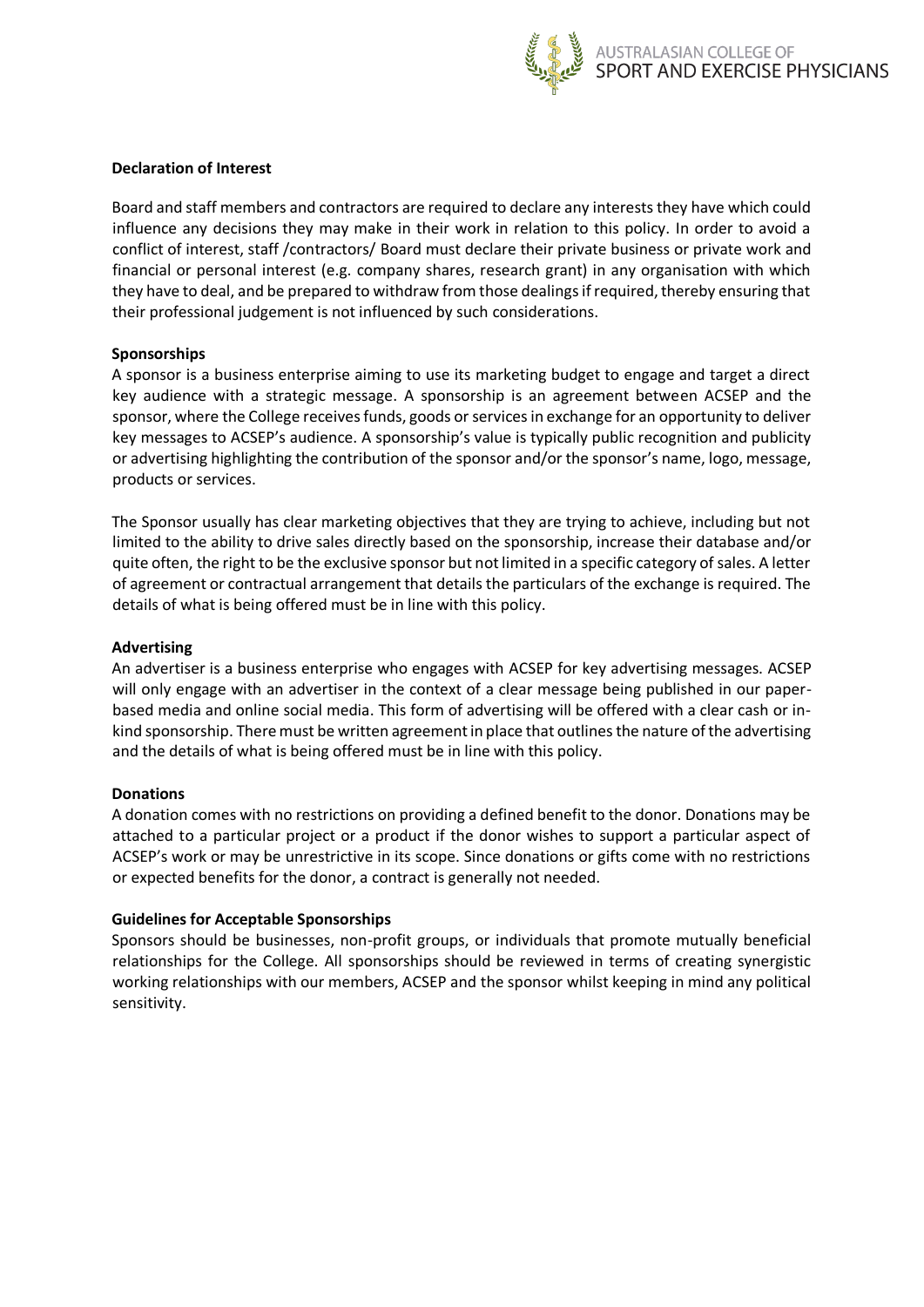**Declaration of Interest**

Board and staff members and contractors are required to declare any interests they have which could influence any decisions they may make in their work in relation to this policy. In order to avoid a conflict of interest, staff /contractors/ Board must declare their private business or private work and financial or personal interest (e.g. company shares, research grant) in any organisation with which they have to deal, and be prepared to withdraw from those dealings if required, thereby ensuring that their professional judgement is not influenced by such considerations.

**Sponsorships**

A sponsor is a business enterprise aiming to use its marketing budget to engage and target a direct key audience with a strategic message. A sponsorship is an agreement between ACSEP and the sponsor, where the College receives funds, goods or services in exchange for an opportunity to deliver key messages to ACSEP's audience. A sponsorship's value is typically public recognition and publicity or advertising highlighting the contribution of the sponsor and/or the sponsor's name, logo, message, products or services.

The Sponsor usually has clear marketing objectives that they are trying to achieve, including but not limited to the ability to drive sales directly based on the sponsorship, increase their database and/or quite often, the right to be the exclusive sponsor but not limited in a specific category of sales. A letter of agreement or contractual arrangement that details the particulars of the exchange is required. The details of what is being offered must be in line with this policy.

**Advertising**

An advertiser is a business enterprise who engages with ACSEP for key advertising messages. ACSEP will only engage with an advertiser in the context of a clear message being published in our paper-based media and online social media. This form of advertising will be offered with a clear cash or in-kind sponsorship. There must be written agreement in place that outlines the nature of the advertising and the details of what is being offered must be in line with this policy.

**Donations**

A donation comes with no restrictions on providing a defined benefit to the donor. Donations may be attached to a particular project or a product if the donor wishes to support a particular aspect of ACSEP's work or may be unrestrictive in its scope. Since donations or gifts come with no restrictions or expected benefits for the donor, a contract is generally not needed.

**Guidelines for Acceptable Sponsorships**

Sponsors should be businesses, non-profit groups, or individuals that promote mutually beneficial relationships for the College. All sponsorships should be reviewed in terms of creating synergistic working relationships with our members, ACSEP and the sponsor whilst keeping in mind any political sensitivity.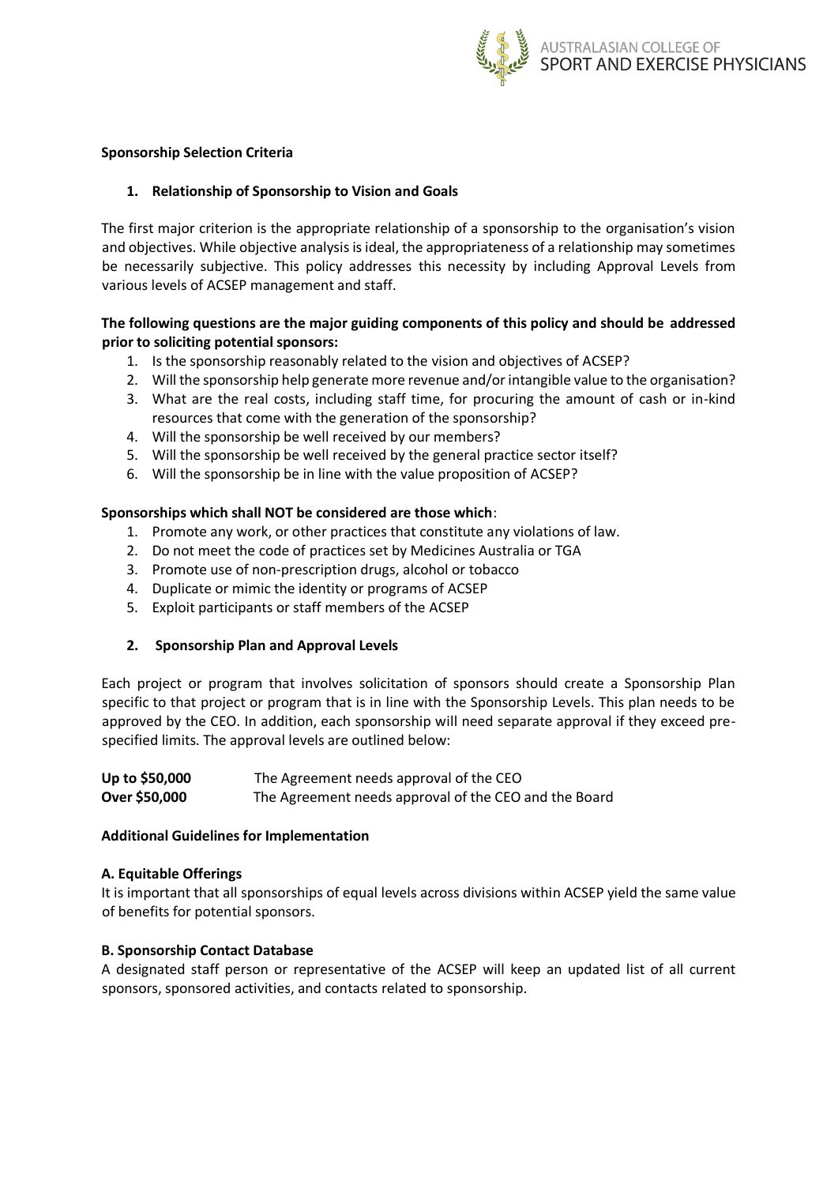**Sponsorship Selection Criteria**

1. **Relationship of Sponsorship to Vision and Goals**

The first major criterion is the appropriate relationship of a sponsorship to the organisation's vision and objectives. While objective analysis is ideal, the appropriateness of a relationship may sometimes be necessarily subjective. This policy addresses this necessity by including Approval Levels from various levels of ACSEP management and staff.

**The following questions are the major guiding components of this policy and should be addressed prior to soliciting potential sponsors:**

1. Is the sponsorship reasonably related to the vision and objectives of ACSEP?
2. Will the sponsorship help generate more revenue and/or intangible value to the organisation?
3. What are the real costs, including staff time, for procuring the amount of cash or in-kind resources that come with the generation of the sponsorship?
4. Will the sponsorship be well received by our members?
5. Will the sponsorship be well received by the general practice sector itself?
6. Will the sponsorship be in line with the value proposition of ACSEP?

**Sponsorships which shall NOT be considered are those which**:

1. Promote any work, or other practices that constitute any violations of law.
2. Do not meet the code of practices set by Medicines Australia or TGA
3. Promote use of non-prescription drugs, alcohol or tobacco
4. Duplicate or mimic the identity or programs of ACSEP
5. Exploit participants or staff members of the ACSEP

2. **Sponsorship Plan and Approval Levels**

Each project or program that involves solicitation of sponsors should create a Sponsorship Plan specific to that project or program that is in line with the Sponsorship Levels. This plan needs to be approved by the CEO. In addition, each sponsorship will need separate approval if they exceed pre-specified limits. The approval levels are outlined below:

| | |
|---|---|
| **Up to $50,000** | The Agreement needs approval of the CEO |
| **Over $50,000** | The Agreement needs approval of the CEO and the Board |

**Additional Guidelines for Implementation**

**A. Equitable Offerings**

It is important that all sponsorships of equal levels across divisions within ACSEP yield the same value of benefits for potential sponsors.

**B. Sponsorship Contact Database**

A designated staff person or representative of the ACSEP will keep an updated list of all current sponsors, sponsored activities, and contacts related to sponsorship.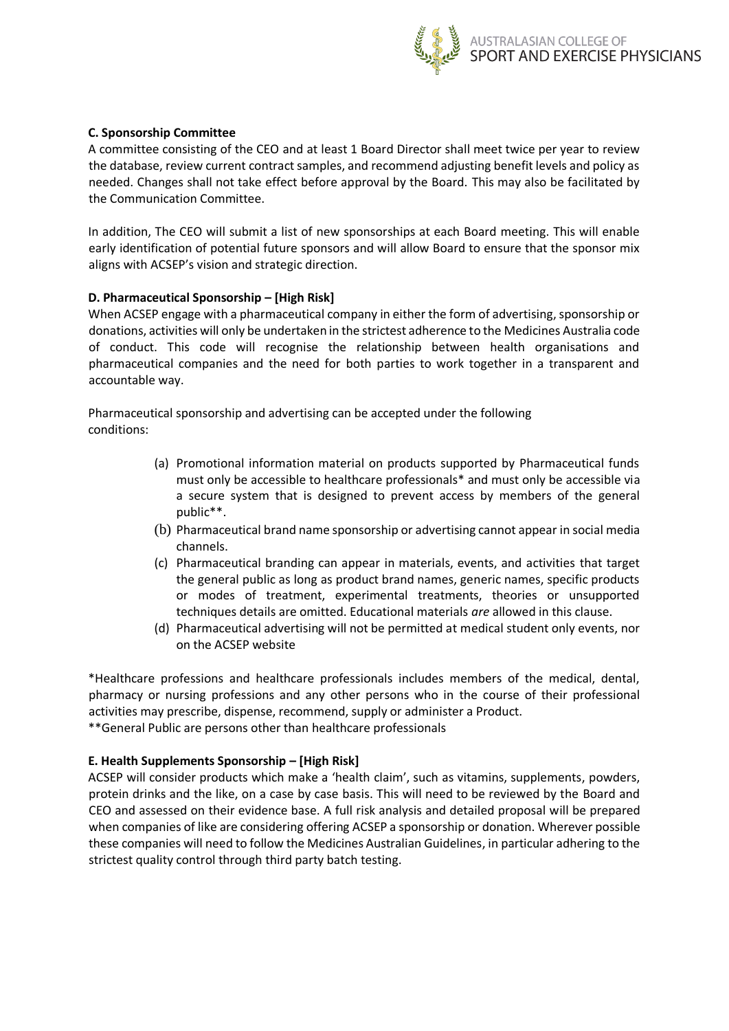**C. Sponsorship Committee**

A committee consisting of the CEO and at least 1 Board Director shall meet twice per year to review the database, review current contract samples, and recommend adjusting benefit levels and policy as needed. Changes shall not take effect before approval by the Board. This may also be facilitated by the Communication Committee.

In addition, The CEO will submit a list of new sponsorships at each Board meeting. This will enable early identification of potential future sponsors and will allow Board to ensure that the sponsor mix aligns with ACSEP's vision and strategic direction.

**D. Pharmaceutical Sponsorship – [High Risk]**

When ACSEP engage with a pharmaceutical company in either the form of advertising, sponsorship or donations, activities will only be undertaken in the strictest adherence to the Medicines Australia code of conduct. This code will recognise the relationship between health organisations and pharmaceutical companies and the need for both parties to work together in a transparent and accountable way.

Pharmaceutical sponsorship and advertising can be accepted under the following conditions:

(a) Promotional information material on products supported by Pharmaceutical funds must only be accessible to healthcare professionals* and must only be accessible via a secure system that is designed to prevent access by members of the general public**.

(b) Pharmaceutical brand name sponsorship or advertising cannot appear in social media channels.

(c) Pharmaceutical branding can appear in materials, events, and activities that target the general public as long as product brand names, generic names, specific products or modes of treatment, experimental treatments, theories or unsupported techniques details are omitted. Educational materials *are* allowed in this clause.

(d) Pharmaceutical advertising will not be permitted at medical student only events, nor on the ACSEP website

*Healthcare professions and healthcare professionals includes members of the medical, dental, pharmacy or nursing professions and any other persons who in the course of their professional activities may prescribe, dispense, recommend, supply or administer a Product.

**General Public are persons other than healthcare professionals

**E. Health Supplements Sponsorship – [High Risk]**

ACSEP will consider products which make a 'health claim', such as vitamins, supplements, powders, protein drinks and the like, on a case by case basis. This will need to be reviewed by the Board and CEO and assessed on their evidence base. A full risk analysis and detailed proposal will be prepared when companies of like are considering offering ACSEP a sponsorship or donation. Wherever possible these companies will need to follow the Medicines Australian Guidelines, in particular adhering to the strictest quality control through third party batch testing.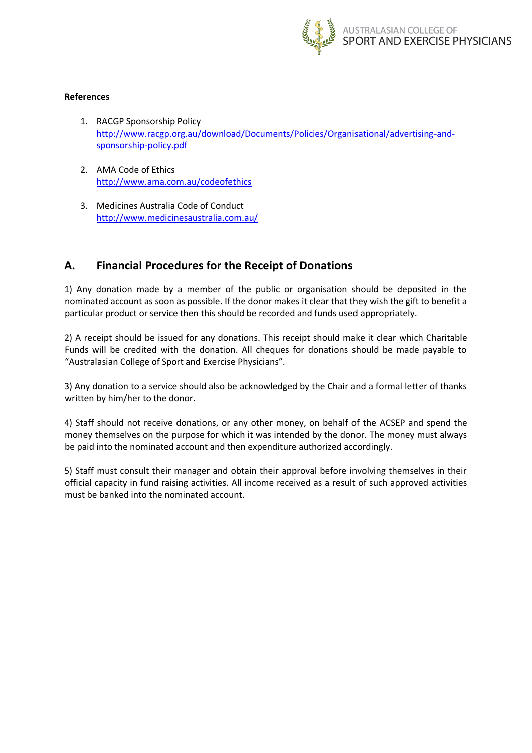**References**

1. RACGP Sponsorship Policy
   http://www.racgp.org.au/download/Documents/Policies/Organisational/advertising-and-sponsorship-policy.pdf

2. AMA Code of Ethics
   http://www.ama.com.au/codeofethics

3. Medicines Australia Code of Conduct
   http://www.medicinesaustralia.com.au/

## A. Financial Procedures for the Receipt of Donations

1) Any donation made by a member of the public or organisation should be deposited in the nominated account as soon as possible. If the donor makes it clear that they wish the gift to benefit a particular product or service then this should be recorded and funds used appropriately.

2) A receipt should be issued for any donations. This receipt should make it clear which Charitable Funds will be credited with the donation. All cheques for donations should be made payable to "Australasian College of Sport and Exercise Physicians".

3) Any donation to a service should also be acknowledged by the Chair and a formal letter of thanks written by him/her to the donor.

4) Staff should not receive donations, or any other money, on behalf of the ACSEP and spend the money themselves on the purpose for which it was intended by the donor. The money must always be paid into the nominated account and then expenditure authorized accordingly.

5) Staff must consult their manager and obtain their approval before involving themselves in their official capacity in fund raising activities. All income received as a result of such approved activities must be banked into the nominated account.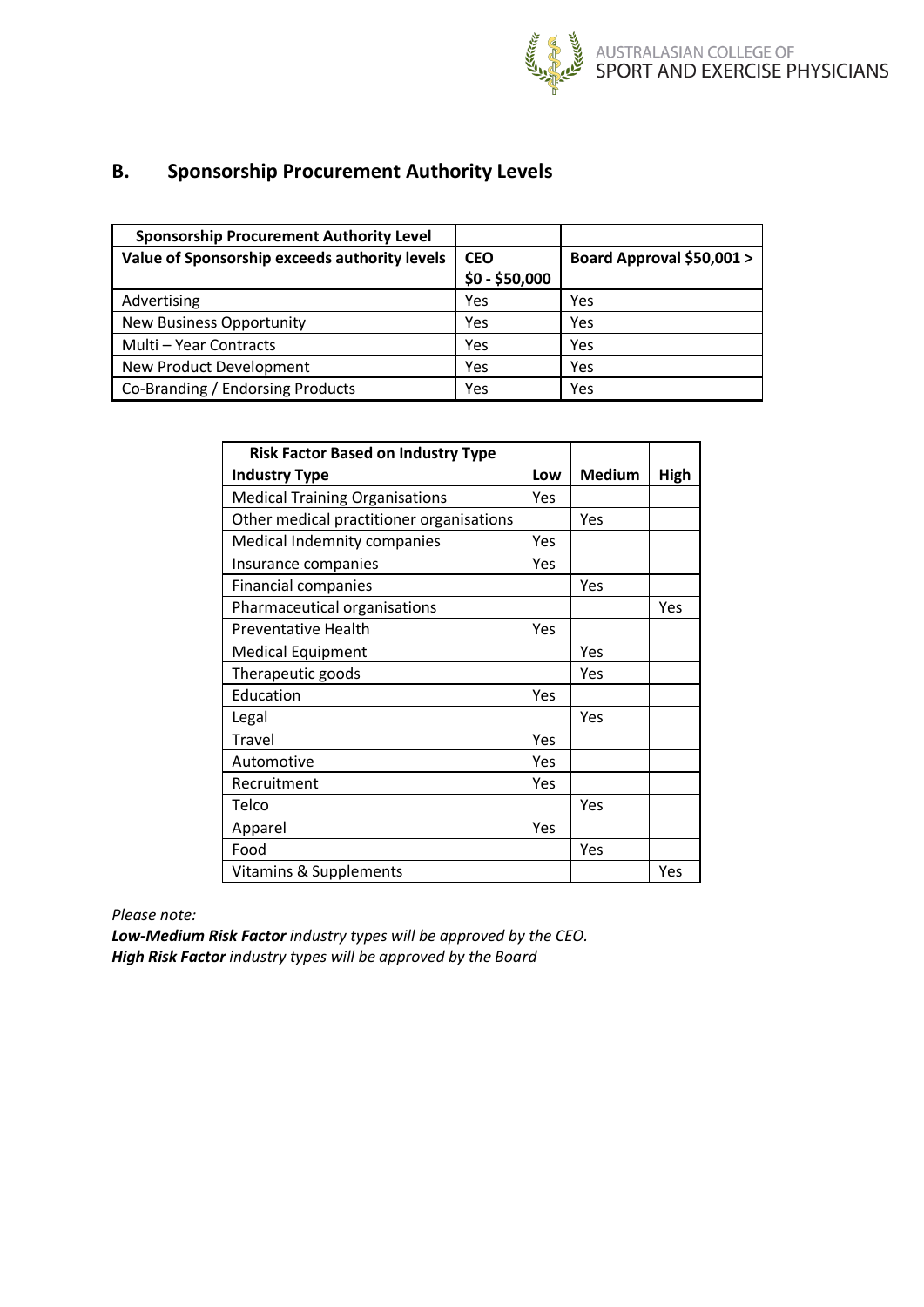## B. Sponsorship Procurement Authority Levels

| Sponsorship Procurement Authority Level | | |
|---|---|---|
| **Value of Sponsorship exceeds authority levels** | **CEO $0 - $50,000** | **Board Approval $50,001 >** |
| Advertising | Yes | Yes |
| New Business Opportunity | Yes | Yes |
| Multi – Year Contracts | Yes | Yes |
| New Product Development | Yes | Yes |
| Co-Branding / Endorsing Products | Yes | Yes |

| Risk Factor Based on Industry Type | | | |
|---|---|---|---|
| **Industry Type** | **Low** | **Medium** | **High** |
| Medical Training Organisations | Yes | | |
| Other medical practitioner organisations | | Yes | |
| Medical Indemnity companies | Yes | | |
| Insurance companies | Yes | | |
| Financial companies | | Yes | |
| Pharmaceutical organisations | | | Yes |
| Preventative Health | Yes | | |
| Medical Equipment | | Yes | |
| Therapeutic goods | | Yes | |
| Education | Yes | | |
| Legal | | Yes | |
| Travel | Yes | | |
| Automotive | Yes | | |
| Recruitment | Yes | | |
| Telco | | Yes | |
| Apparel | Yes | | |
| Food | | Yes | |
| Vitamins & Supplements | | | Yes |

*Please note:*

***Low-Medium Risk Factor** industry types will be approved by the CEO.*
***High Risk Factor** industry types will be approved by the Board*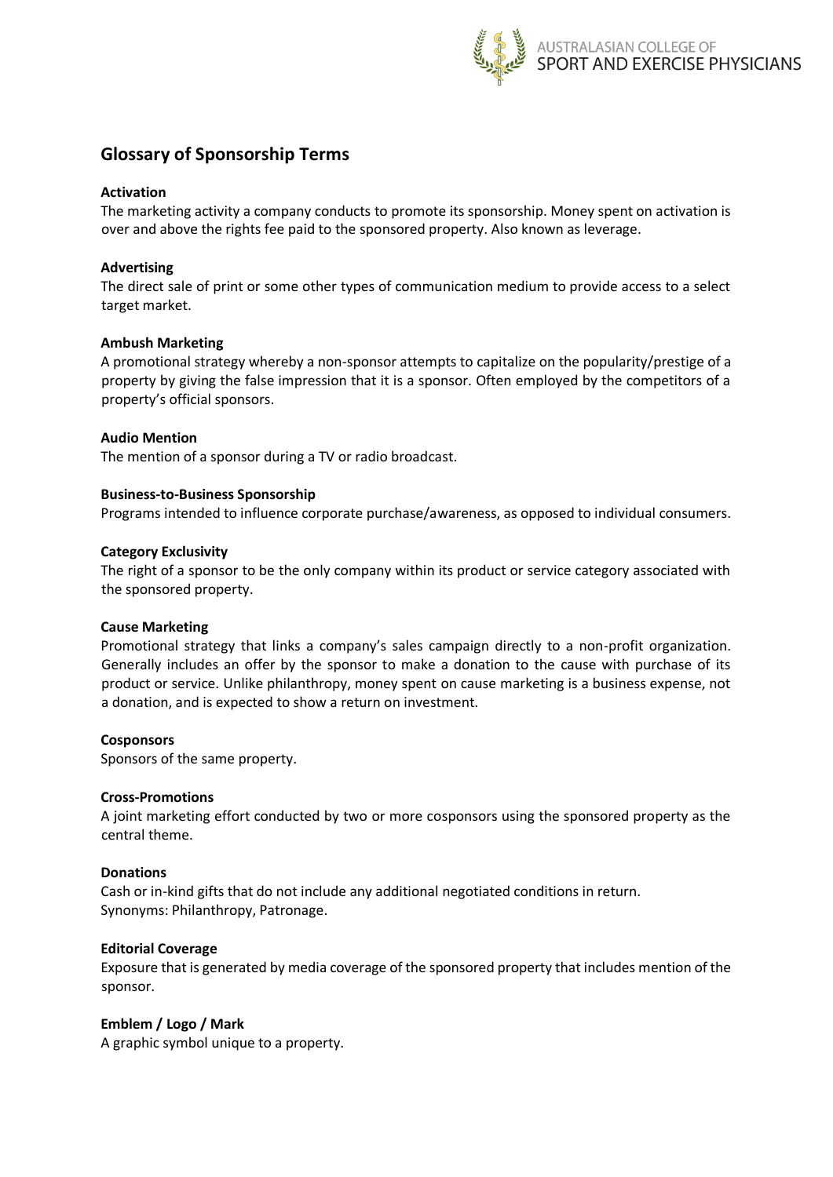## Glossary of Sponsorship Terms

**Activation**

The marketing activity a company conducts to promote its sponsorship. Money spent on activation is over and above the rights fee paid to the sponsored property. Also known as leverage.

**Advertising**

The direct sale of print or some other types of communication medium to provide access to a select target market.

**Ambush Marketing**

A promotional strategy whereby a non-sponsor attempts to capitalize on the popularity/prestige of a property by giving the false impression that it is a sponsor. Often employed by the competitors of a property's official sponsors.

**Audio Mention**

The mention of a sponsor during a TV or radio broadcast.

**Business-to-Business Sponsorship**

Programs intended to influence corporate purchase/awareness, as opposed to individual consumers.

**Category Exclusivity**

The right of a sponsor to be the only company within its product or service category associated with the sponsored property.

**Cause Marketing**

Promotional strategy that links a company's sales campaign directly to a non-profit organization. Generally includes an offer by the sponsor to make a donation to the cause with purchase of its product or service. Unlike philanthropy, money spent on cause marketing is a business expense, not a donation, and is expected to show a return on investment.

**Cosponsors**

Sponsors of the same property.

**Cross-Promotions**

A joint marketing effort conducted by two or more cosponsors using the sponsored property as the central theme.

**Donations**

Cash or in-kind gifts that do not include any additional negotiated conditions in return.
Synonyms: Philanthropy, Patronage.

**Editorial Coverage**

Exposure that is generated by media coverage of the sponsored property that includes mention of the sponsor.

**Emblem / Logo / Mark**

A graphic symbol unique to a property.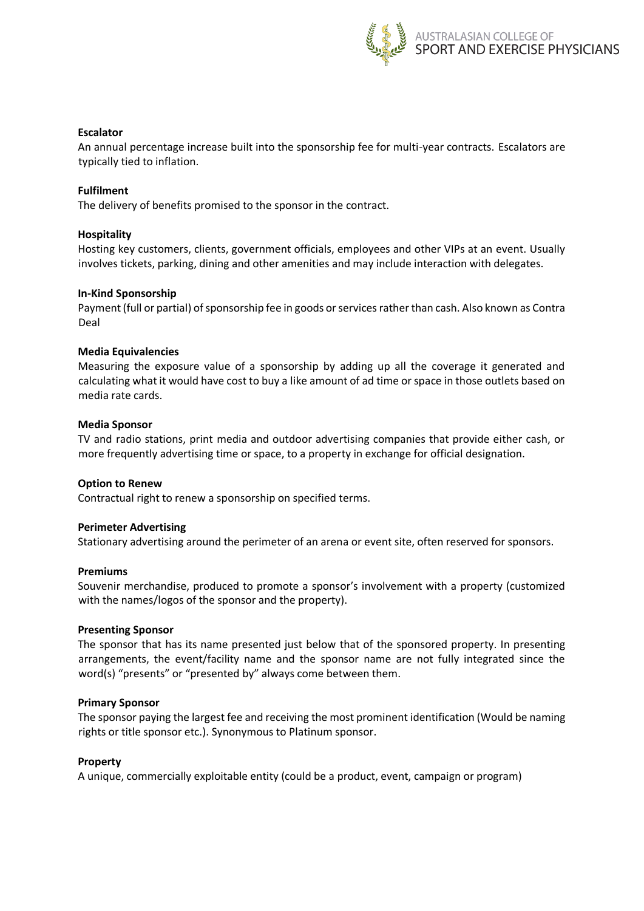**Escalator**

An annual percentage increase built into the sponsorship fee for multi-year contracts. Escalators are typically tied to inflation.

**Fulfilment**

The delivery of benefits promised to the sponsor in the contract.

**Hospitality**

Hosting key customers, clients, government officials, employees and other VIPs at an event. Usually involves tickets, parking, dining and other amenities and may include interaction with delegates.

**In-Kind Sponsorship**

Payment (full or partial) of sponsorship fee in goods or services rather than cash. Also known as Contra Deal

**Media Equivalencies**

Measuring the exposure value of a sponsorship by adding up all the coverage it generated and calculating what it would have cost to buy a like amount of ad time or space in those outlets based on media rate cards.

**Media Sponsor**

TV and radio stations, print media and outdoor advertising companies that provide either cash, or more frequently advertising time or space, to a property in exchange for official designation.

**Option to Renew**

Contractual right to renew a sponsorship on specified terms.

**Perimeter Advertising**

Stationary advertising around the perimeter of an arena or event site, often reserved for sponsors.

**Premiums**

Souvenir merchandise, produced to promote a sponsor's involvement with a property (customized with the names/logos of the sponsor and the property).

**Presenting Sponsor**

The sponsor that has its name presented just below that of the sponsored property. In presenting arrangements, the event/facility name and the sponsor name are not fully integrated since the word(s) "presents" or "presented by" always come between them.

**Primary Sponsor**

The sponsor paying the largest fee and receiving the most prominent identification (Would be naming rights or title sponsor etc.). Synonymous to Platinum sponsor.

**Property**

A unique, commercially exploitable entity (could be a product, event, campaign or program)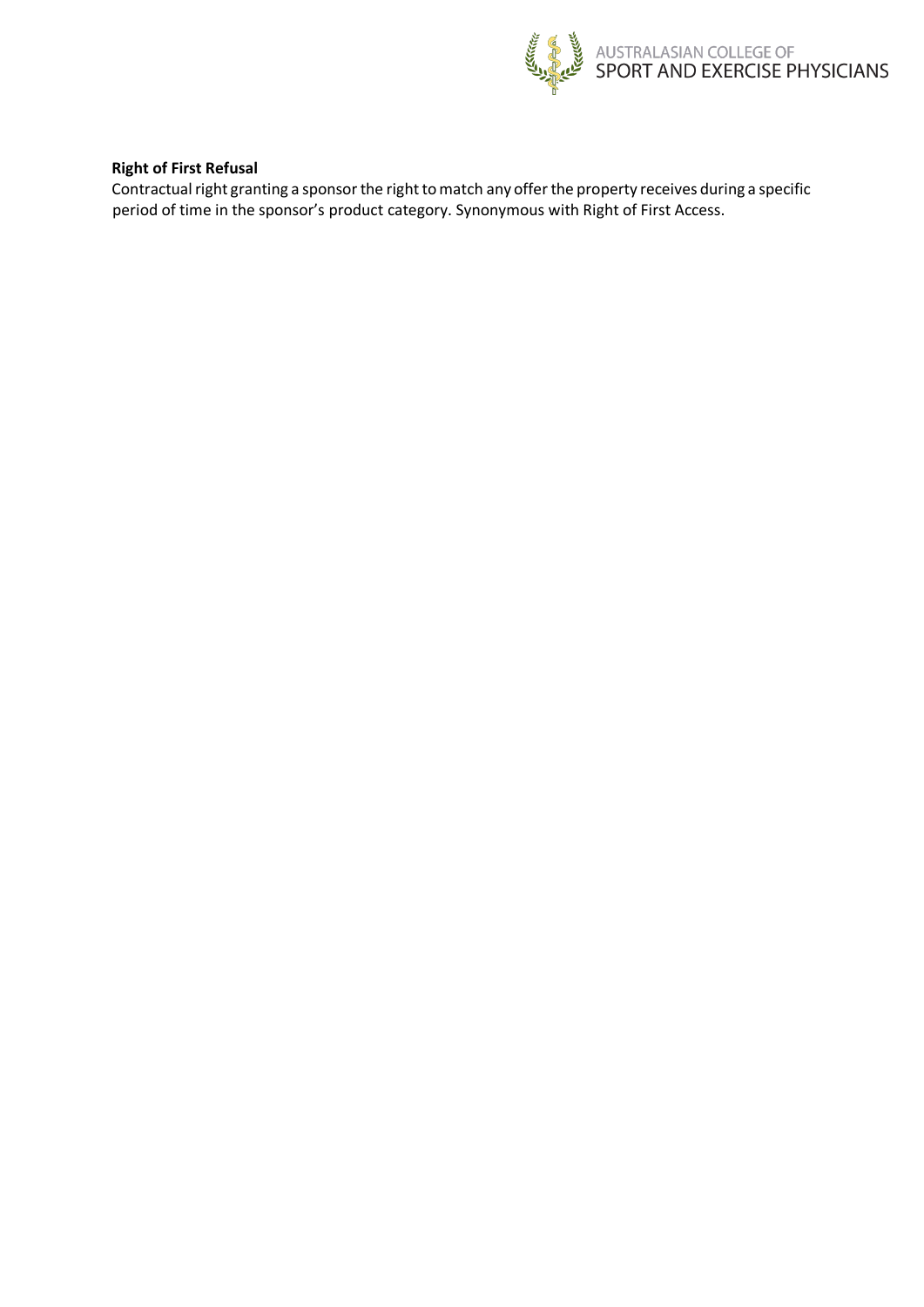**Right of First Refusal**
Contractual right granting a sponsor the right to match any offer the property receives during a specific period of time in the sponsor's product category. Synonymous with Right of First Access.